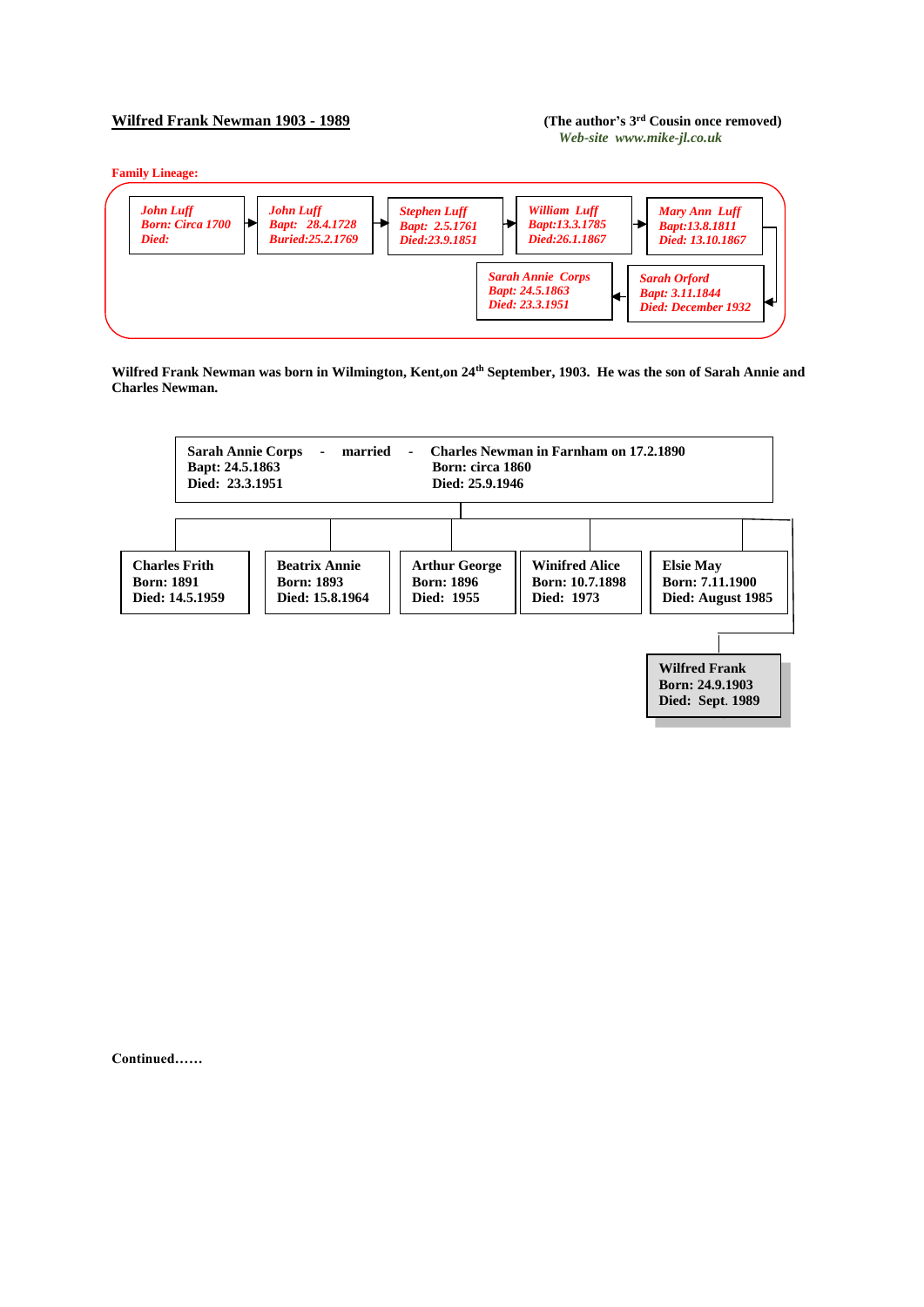**Wilfred Frank Newman 1903 - 1989**

**(The author's 3rd Cousin once removed)**
*Web-site www.mike-jl.co.uk*

**Family Lineage:**

*John Luff*
*Born: Circa 1700*
*Died:*
→
*John Luff*
*Bapt: 28.4.1728*
*Buried:25.2.1769*
→
*Stephen Luff*
*Bapt: 2.5.1761*
*Died:23.9.1851*
→
*William Luff*
*Bapt:13.3.1785*
*Died:26.1.1867*
→
*Mary Ann Luff*
*Bapt:13.8.1811*
*Died: 13.10.1867*
→
*Sarah Orford*
*Bapt: 3.11.1844*
*Died: December 1932*
→
*Sarah Annie Corps*
*Bapt: 24.5.1863*
*Died: 23.3.1951*

**Wilfred Frank Newman was born in Wilmington, Kent,on 24th September, 1903. He was the son of Sarah Annie and Charles Newman.**

**Sarah Annie Corps - married - Charles Newman in Farnham on 17.2.1890**
**Sarah Annie Corps: Bapt: 24.5.1863, Died: 23.3.1951**
**Charles Newman: Born: circa 1860, Died: 25.9.1946**

Children:

**Charles Frith**
**Born: 1891**
**Died: 14.5.1959**

**Beatrix Annie**
**Born: 1893**
**Died: 15.8.1964**

**Arthur George**
**Born: 1896**
**Died: 1955**

**Winifred Alice**
**Born: 10.7.1898**
**Died: 1973**

**Elsie May**
**Born: 7.11.1900**
**Died: August 1985**

**Wilfred Frank**
**Born: 24.9.1903**
**Died: Sept. 1989**

**Continued……**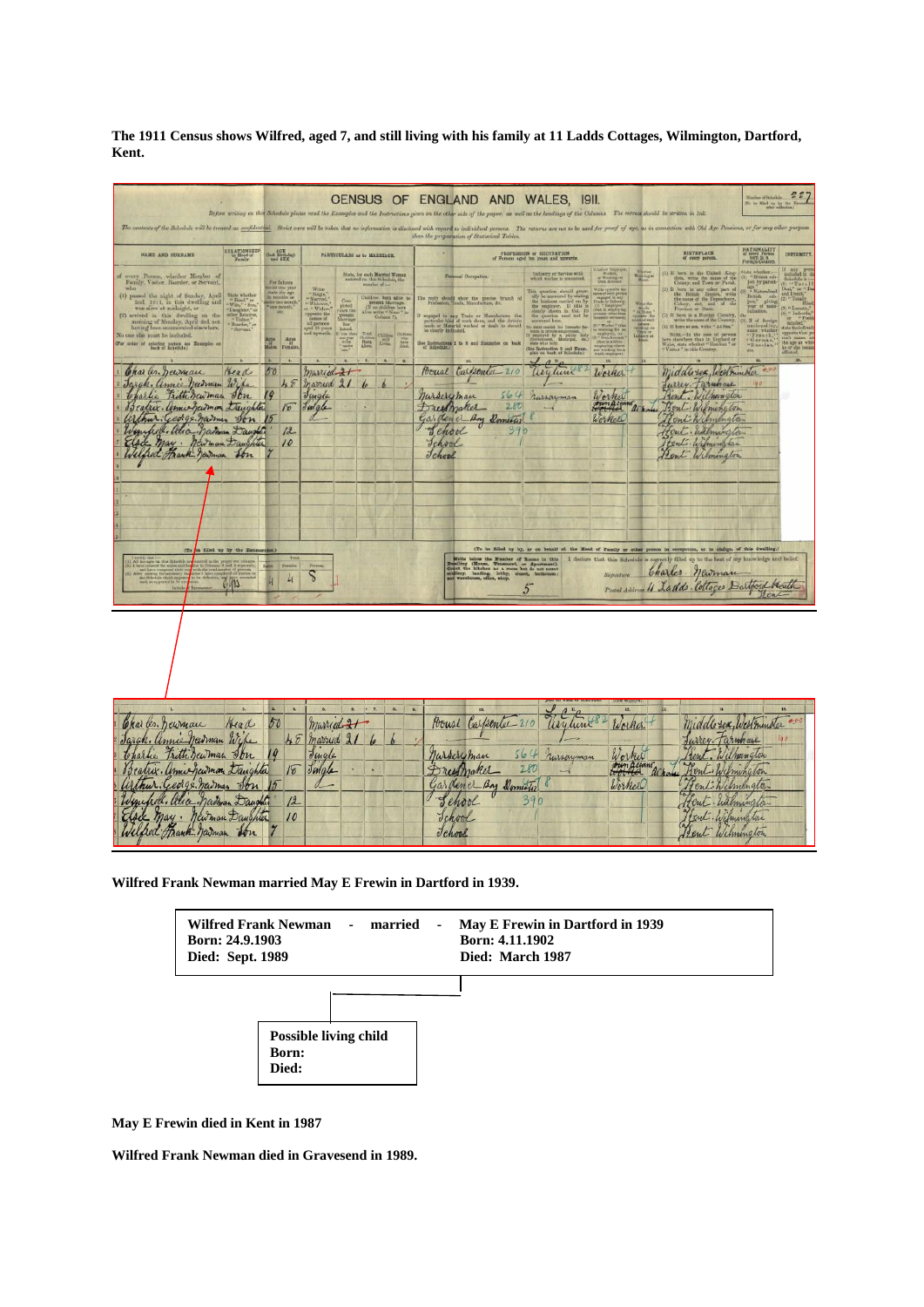**The 1911 Census shows Wilfred, aged 7, and still living with his family at 11 Ladds Cottages, Wilmington, Dartford, Kent.**

CENSUS OF ENGLAND AND WALES, 1911.

| Name and Surname | Relationship to Head of Family | Age (Males) | Age (Females) | Particulars as to Marriage | Years married | Children born alive | Children still living | Personal Occupation | Industry or Service | Employer/Worker | Working at Home | Birthplace |
|---|---|---|---|---|---|---|---|---|---|---|---|---|
| Charles Newman | Head | 50 | | Married 21 | | | | House Carpenter | Asylum | Worker | | Middlesex, Westminster |
| Sarah Annie Newman | Wife | | 45 | Married | 21 | 6 | 6 | | | | | Surrey, Farnham |
| Charlie Frith Newman | Son | 19 | | Single | | | | Nurseryman | Nurseryman | Worker | | Kent, Wilmington |
| Beatrix Annie Newman | Daughter | | 16 | Single | | | | Dressmaker | | Own account | At home | Kent, Wilmington |
| Arthur George Newman | Son | 15 | | | | | | Gardener Boy Domestic | | Worker | | Kent, Wilmington |
| Winifred Alice Newman | Daughter | | 12 | | | | | School | | | | Kent, Wilmington |
| Ethel May Newman | Daughter | | 10 | | | | | School | | | | Kent, Wilmington |
| Wilfred Frank Newman | Son | 7 | | | | | | School | | | | Kent, Wilmington |

Total: Males 4, Females 4, Persons 8

Number of rooms: 5

Signature: Charles Newman

Postal Address: 11 Ladds Cottages Dartford Heath Kent

**Wilfred Frank Newman married May E Frewin in Dartford in 1939.**

| | | | |
|---|---|---|---|
| **Wilfred Frank Newman**<br>**Born: 24.9.1903**<br>**Died: Sept. 1989** | **- married -** | **May E Frewin in Dartford in 1939**<br>**Born: 4.11.1902**<br>**Died: March 1987** | |

**Possible living child**
**Born:**
**Died:**

**May E Frewin died in Kent in 1987**

**Wilfred Frank Newman died in Gravesend in 1989.**